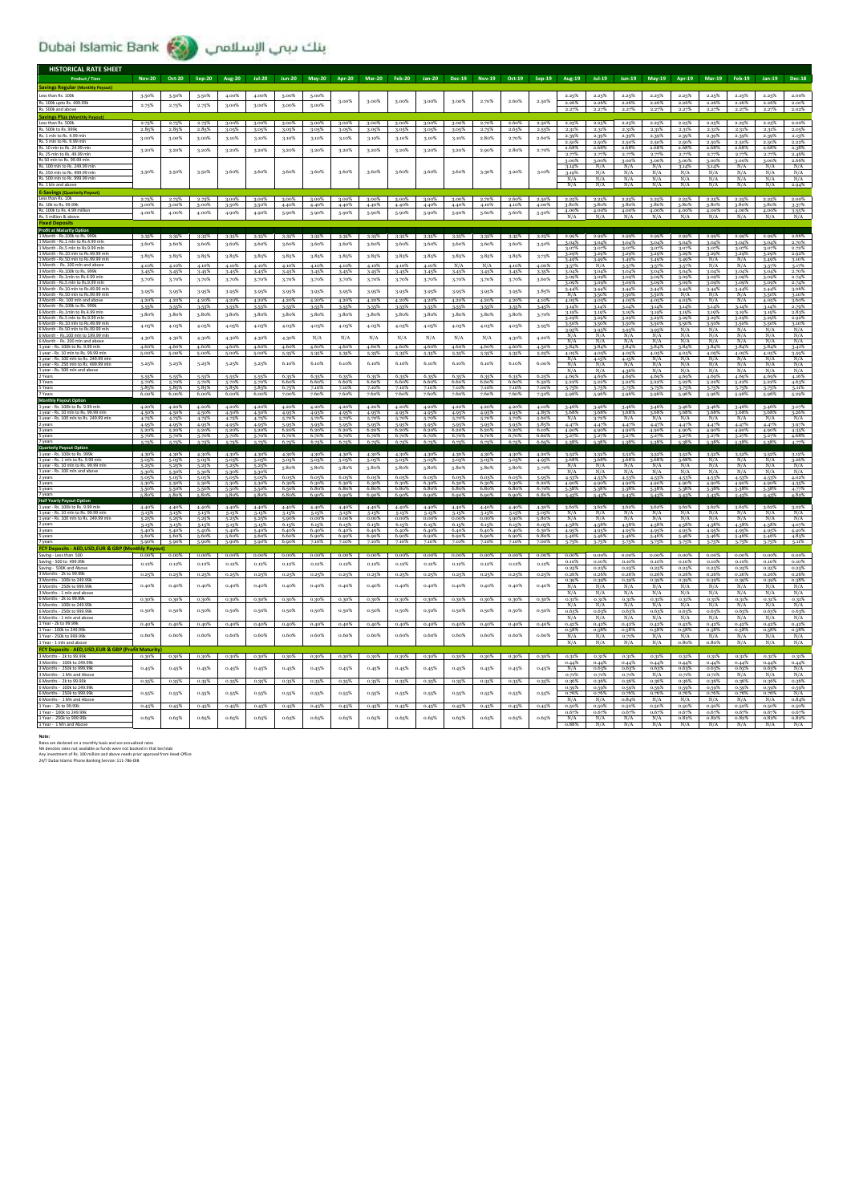# HISTORICAL RATE SHEET

| Product / Tiers | Nov-20 | Oct-20 | Sep-20 | Aug-20 | Jul-20 | Jun-20 | May-20 | Apr-20 | Mar-20 | Feb-20 | Jan-20 | Dec-19 | Nov-19 | Oct-19 | Sep-19 | Aug-19 | Jul-19 | Jun-19 | May-19 | Apr-19 | Mar-19 | Feb-19 | Jan-19 | Dec-18 |
|---|---|---|---|---|---|---|---|---|---|---|---|---|---|---|---|---|---|---|---|---|---|---|---|---|
| **Savings Regular (Monthly Payout)** | | | | | | | | | | | | | | | | | | | | | | | | |
| Less than Rs. 100k | 3.50% | 3.50% | 3.50% | 4.00% | 4.00% | 5.00% | 5.00% | | | | | | | | | 2.25% | 2.25% | 2.25% | 2.25% | 2.25% | 2.25% | 2.25% | 2.25% | 2.00% |
| Rs. 100k upto Rs. 499.99k | 2.75% | 2.75% | 2.75% | 3.00% | 3.00% | 3.00% | 3.00% | 3.00% | 3.00% | 3.00% | 3.00% | 3.00% | 2.70% | 2.60% | 2.50% | 2.26% | 2.26% | 2.26% | 2.26% | 2.26% | 2.26% | 2.26% | 2.26% | 2.01% |
| Rs. 500k and above | | | | | | | | | | | | | | | | 2.27% | 2.27% | 2.27% | 2.27% | 2.27% | 2.27% | 2.27% | 2.27% | 2.02% |
| **Savings Plus (Monthly Payout)** | | | | | | | | | | | | | | | | | | | | | | | | |
| Less than Rs. 500k | 2.75% | 2.75% | 2.75% | 3.00% | 3.00% | 3.00% | 3.00% | 3.00% | 3.00% | 3.00% | 3.00% | 3.00% | 2.70% | 2.60% | 2.50% | 2.25% | 2.25% | 2.25% | 2.25% | 2.25% | 2.25% | 2.25% | 2.25% | 2.00% |
| Rs. 500k to Rs. 999k | 2.85% | 2.85% | 2.85% | 3.05% | 3.05% | 3.05% | 3.05% | 3.05% | 3.05% | 3.05% | 3.05% | 3.05% | 2.75% | 2.65% | 2.55% | 2.31% | 2.31% | 2.31% | 2.31% | 2.31% | 2.31% | 2.31% | 2.31% | 2.05% |
| Rs. 1 mln to Rs. 4.99 mln | 3.00% | 3.00% | 3.00% | 3.10% | 3.10% | 3.10% | 3.10% | 3.10% | 3.10% | 3.10% | 3.10% | 3.10% | 2.80% | 2.70% | 2.60% | 2.39% | 2.39% | 2.39% | 2.39% | 2.39% | 2.39% | 2.39% | 2.39% | 2.13% |
| Rs. 5 mln to Rs. 9.99 mln | | | | | | | | | | | | | | | | 2.50% | 2.50% | 2.50% | 2.50% | 2.50% | 2.50% | 2.50% | 2.50% | 2.22% |
| Rs. 10 mln to Rs. 24.99 mln | 3.20% | 3.20% | 3.20% | 3.20% | 3.20% | 3.20% | 3.20% | 3.20% | 3.20% | 3.20% | 3.20% | 3.20% | 2.90% | 2.80% | 2.70% | 2.68% | 2.68% | 2.68% | 2.68% | 2.68% | 2.68% | 2.68% | 2.68% | 2.38% |
| Rs. 25 mln to Rs. 49.99 mln | | | | | | | | | | | | | | | | 2.77% | 2.77% | 2.77% | 2.77% | 2.77% | 2.77% | 2.77% | 2.77% | 2.46% |
| Rs 50 mln to Rs. 99.99 mln | | | | | | | | | | | | | | | | 3.00% | 3.00% | 3.00% | 3.00% | 3.00% | 3.00% | 3.00% | 3.00% | 2.66% |
| Rs. 100 mln to Rs. 249.99 mln | | | | | | | | | | | | | | | | 3.14% | N/A | N/A | N/A | 3.14% | 3.14% | N/A | N/A | N/A |
| Rs. 250 mln to Rs. 499.99 mln | 3.30% | 3.30% | 3.30% | 3.60% | 3.60% | 3.60% | 3.60% | 3.60% | 3.60% | 3.60% | 3.60% | 3.60% | 3.30% | 3.20% | 3.10% | 3.19% | N/A | N/A | N/A | N/A | N/A | N/A | N/A | N/A |
| Rs. 500 mln to Rs. 999.99 mln | | | | | | | | | | | | | | | | N/A | N/A | N/A | N/A | N/A | N/A | N/A | N/A | N/A |
| Rs. 1 bln and above | | | | | | | | | | | | | | | | N/A | N/A | N/A | N/A | N/A | N/A | N/A | N/A | 2.94% |
| **E-Savings (Quarterly Payout)** | | | | | | | | | | | | | | | | | | | | | | | | |
| Less than Rs. 10k | 2.75% | 2.75% | 2.75% | 3.00% | 3.00% | 3.00% | 3.00% | 3.00% | 3.00% | 3.00% | 3.00% | 3.00% | 2.70% | 2.60% | 2.50% | 2.25% | 2.25% | 2.25% | 2.25% | 2.25% | 2.25% | 2.25% | 2.25% | 2.00% |
| Rs. 10k to Rs. 99.99k | 3.00% | 3.00% | 3.00% | 3.30% | 3.30% | 4.40% | 4.40% | 4.40% | 4.40% | 4.40% | 4.40% | 4.40% | 4.10% | 4.10% | 4.00% | 3.80% | 3.80% | 3.80% | 3.80% | 3.80% | 3.80% | 3.80% | 3.80% | 3.37% |
| Rs. 100k to Rs. 4.99 million | 4.00% | 4.00% | 4.00% | 4.90% | 4.90% | 5.90% | 5.90% | 5.90% | 5.90% | 5.90% | 5.90% | 5.90% | 5.60% | 5.60% | 5.50% | 4.00% | 4.00% | 4.00% | 4.00% | 4.00% | 4.00% | 4.00% | 4.00% | 3.55% |
| Rs. 5 million & above | | | | | | | | | | | | | | | | N/A | N/A | N/A | N/A | N/A | N/A | N/A | N/A | N/A |
| **Fixed Deposits** | | | | | | | | | | | | | | | | | | | | | | | | |
| **Profit at Maturity Option** | | | | | | | | | | | | | | | | | | | | | | | | |
| 1 Month - Rs. 100k to Rs. 999k | 3.35% | 3.35% | 3.35% | 3.35% | 3.35% | 3.35% | 3.35% | 3.35% | 3.35% | 3.35% | 3.35% | 3.35% | 3.35% | 3.35% | 3.25% | 2.99% | 2.99% | 2.99% | 2.99% | 2.99% | 2.99% | 2.99% | 2.99% | 2.66% |
| 1 Month - Rs. 1 mln to Rs. 4.99 mln | 3.60% | 3.60% | 3.60% | 3.60% | 3.60% | 3.60% | 3.60% | 3.60% | 3.60% | 3.60% | 3.60% | 3.60% | 3.60% | 3.60% | 3.50% | 3.04% | 3.04% | 3.04% | 3.04% | 3.04% | 3.04% | 3.04% | 3.04% | 2.70% |
| 1 Month - Rs. 5 mln to Rs. 9.99 mln | | | | | | | | | | | | | | | | 3.07% | 3.07% | 3.07% | 3.07% | 3.07% | 3.07% | 3.07% | 3.07% | 2.73% |
| 1 Month - Rs. 10 mln to Rs. 49.99 mln | 3.85% | 3.85% | 3.85% | 3.85% | 3.85% | 3.85% | 3.85% | 3.85% | 3.85% | 3.85% | 3.85% | 3.85% | 3.85% | 3.85% | 3.75% | 3.29% | 3.29% | 3.29% | 3.29% | 3.29% | 3.29% | 3.29% | 3.29% | 2.92% |
| 1 Month - Rs. 50 mln to Rs. 99.99 mln | | | | | | | | | | | | | | | | 3.49% | 3.49% | 3.49% | 3.49% | 3.49% | N/A | N/A | 3.49% | 3.10% |
| 1 Month - Rs. 100 mln and above | 4.10% | 4.10% | 4.10% | 4.10% | 4.10% | 4.10% | 4.10% | 4.10% | 4.10% | 4.10% | 4.10% | N/A | N/A | 4.10% | 4.00% | 3.57% | N/A | 3.57% | 3.57% | 3.57% | N/A | N/A | 3.57% | 3.17% |
| 3 Month - Rs. 100k to Rs. 999k | 3.45% | 3.45% | 3.45% | 3.45% | 3.45% | 3.45% | 3.45% | 3.45% | 3.45% | 3.45% | 3.45% | 3.45% | 3.45% | 3.45% | 3.35% | 3.04% | 3.04% | 3.04% | 3.04% | 3.04% | 3.04% | 3.04% | 3.04% | 2.70% |
| 3 Month - Rs.1mln to Rs. 4.99 mln | 3.70% | 3.70% | 3.70% | 3.70% | 3.70% | 3.70% | 3.70% | 3.70% | 3.70% | 3.70% | 3.70% | 3.70% | 3.70% | 3.70% | 3.60% | 3.09% | 3.09% | 3.09% | 3.09% | 3.09% | 3.09% | 3.09% | 3.09% | 2.74% |
| 3 Month - Rs. 5 mln to Rs. 9.99 mln | | | | | | | | | | | | | | | | 3.09% | 3.09% | 3.09% | 3.09% | 3.09% | 3.09% | 3.09% | 3.09% | 2.74% |
| 3 Month - Rs. 10 mln to Rs.49.99 mln | 3.95% | 3.95% | 3.95% | 3.95% | 3.95% | 3.95% | 3.95% | 3.95% | 3.95% | 3.95% | 3.95% | 3.95% | 3.95% | 3.95% | 3.85% | 3.44% | 3.44% | 3.44% | 3.44% | 3.44% | 3.44% | 3.44% | 3.44% | 3.05% |
| 3 Month - Rs.50 mln to Rs.99.99 mln | | | | | | | | | | | | | | | | N/A | 3.50% | 3.50% | 3.50% | N/A | N/A | N/A | 3.50% | 3.10% |
| 3 Month - Rs. 100 mln and above | 4.20% | 4.20% | 4.20% | 4.20% | 4.20% | 4.20% | 4.20% | 4.20% | 4.20% | 4.20% | 4.20% | 4.20% | 4.20% | 4.20% | 4.10% | 4.05% | 4.05% | 4.05% | 4.05% | 4.05% | N/A | N/A | 4.05% | 3.60% |
| 6 Month - Rs. 100k to Rs. 999k | 3.55% | 3.55% | 3.55% | 3.55% | 3.55% | 3.55% | 3.55% | 3.55% | 3.55% | 3.55% | 3.55% | 3.55% | 3.55% | 3.55% | 3.45% | 3.14% | 3.14% | 3.14% | 3.14% | 3.14% | 3.14% | 3.14% | 3.14% | 2.79% |
| 6 Month - Rs. 1mln to Rs. 4.99 mln | 3.80% | 3.80% | 3.80% | 3.80% | 3.80% | 3.80% | 3.80% | 3.80% | 3.80% | 3.80% | 3.80% | 3.80% | 3.80% | 3.80% | 3.70% | 3.19% | 3.19% | 3.19% | 3.19% | 3.19% | 3.19% | 3.19% | 3.19% | 2.83% |
| 6 Month - Rs 5 mln to Rs 9.99 mln | | | | | | | | | | | | | | | | 3.29% | 3.29% | 3.29% | 3.29% | 3.29% | 3.29% | 3.29% | 3.29% | 2.92% |
| 6 Month - Rs. 10 mln to Rs.49.99 mln | 4.05% | 4.05% | 4.05% | 4.05% | 4.05% | 4.05% | 4.05% | 4.05% | 4.05% | 4.05% | 4.05% | 4.05% | 4.05% | 4.05% | 3.95% | 3.50% | 3.50% | 3.50% | 3.50% | 3.50% | 3.50% | 3.50% | 3.50% | 3.10% |
| 6 Month - Rs.50 mln to Rs.99.99 mln | | | | | | | | | | | | | | | | 3.95% | 3.95% | 3.95% | 3.95% | N/A | N/A | N/A | N/A | N/A |
| 6 Month - Rs. 100 mln to 199.99 mln | 4.30% | 4.30% | 4.30% | 4.30% | 4.30% | 4.30% | N/A | N/A | N/A | N/A | N/A | N/A | N/A | 4.30% | 4.20% | N/A | N/A | N/A | N/A | N/A | N/A | N/A | N/A | N/A |
| 6 Month - Rs. 200 mln and above | | | | | | | | | | | | | | | | N/A | N/A | N/A | N/A | N/A | N/A | N/A | N/A | N/A |
| 1 year - Rs. 100k to Rs. 9.99 mln | 4.60% | 4.60% | 4.60% | 4.60% | 4.60% | 4.60% | 4.60% | 4.60% | 4.60% | 4.60% | 4.60% | 4.60% | 4.60% | 4.60% | 4.50% | 3.84% | 3.84% | 3.84% | 3.84% | 3.84% | 3.84% | 3.84% | 3.84% | 3.41% |
| 1 year - Rs. 10 mln to Rs. 99.99 mln | 5.00% | 5.00% | 5.00% | 5.00% | 5.00% | 5.35% | 5.35% | 5.35% | 5.35% | 5.35% | 5.35% | 5.35% | 5.35% | 5.35% | 5.25% | 4.05% | 4.05% | 4.05% | 4.05% | 4.05% | 4.05% | 4.05% | 4.05% | 3.59% |
| 1 year - Rs. 100 mln to Rs. 249.99 mln | | | | | | | | | | | | | | | | N/A | 4.35% | 4.35% | N/A | N/A | N/A | N/A | N/A | N/A |
| 1 year - Rs. 250 mln to Rs. 499.99 mln | 5.25% | 5.25% | 5.25% | 5.25% | 5.25% | 6.10% | 6.10% | 6.10% | 6.10% | 6.10% | 6.10% | 6.10% | 6.10% | 6.10% | 6.00% | N/A | N/A | N/A | N/A | N/A | N/A | N/A | N/A | N/A |
| 1 year - Rs. 500 mln and above | | | | | | | | | | | | | | | | N/A | N/A | 4.35% | N/A | N/A | N/A | N/A | N/A | N/A |
| 2 Years | 5.55% | 5.55% | 5.55% | 5.55% | 5.55% | 6.35% | 6.35% | 6.35% | 6.35% | 6.35% | 6.35% | 6.35% | 6.35% | 6.35% | 6.25% | 4.69% | 4.69% | 4.69% | 4.69% | 4.69% | 4.69% | 4.69% | 4.69% | 4.16% |
| 3 Years | 5.70% | 5.70% | 5.70% | 5.70% | 5.70% | 6.60% | 6.60% | 6.60% | 6.60% | 6.60% | 6.60% | 6.60% | 6.60% | 6.60% | 6.50% | 5.22% | 5.22% | 5.22% | 5.22% | 5.22% | 5.22% | 5.22% | 5.22% | 4.63% |
| 5 Years | 5.85% | 5.85% | 5.85% | 5.85% | 5.85% | 6.75% | 7.00% | 7.00% | 7.00% | 7.00% | 7.00% | 7.00% | 7.00% | 7.00% | 7.00% | 5.75% | 5.75% | 5.75% | 5.75% | 5.75% | 5.75% | 5.75% | 5.75% | 5.10% |
| 7 Years | 6.00% | 6.00% | 6.00% | 6.00% | 6.00% | 7.00% | 7.60% | 7.60% | 7.60% | 7.60% | 7.60% | 7.60% | 7.60% | 7.60% | 7.30% | 5.96% | 5.96% | 5.96% | 5.96% | 5.96% | 5.96% | 5.96% | 5.96% | 5.29% |
| **Monthly Payout Option** | | | | | | | | | | | | | | | | | | | | | | | | |
| 1 Year - Rs. 100k to Rs. 9.99 mln | 4.20% | 4.20% | 4.20% | 4.20% | 4.20% | 4.20% | 4.20% | 4.20% | 4.20% | 4.20% | 4.20% | 4.20% | 4.20% | 4.20% | 4.10% | 3.46% | 3.46% | 3.46% | 3.46% | 3.46% | 3.46% | 3.46% | 3.46% | 3.07% |
| 1 year - Rs. 10 mln to Rs. 99.99 mln | 4.50% | 4.50% | 4.50% | 4.50% | 4.50% | 4.95% | 4.95% | 4.95% | 4.95% | 4.95% | 4.95% | 4.95% | 4.95% | 4.95% | 4.85% | 3.68% | 3.68% | 3.68% | 3.68% | 3.68% | 3.68% | 3.68% | 3.68% | 3.26% |
| 1 year - Rs. 100 mln to Rs. 249.99 mln | 4.75% | 4.75% | 4.75% | 4.75% | 4.75% | 5.70% | 5.70% | 5.70% | 5.70% | 5.70% | 5.70% | 5.70% | 5.70% | 5.70% | 5.60% | N/A | 3.72% | N/A | N/A | N/A | N/A | N/A | N/A | N/A |
| 2 years | 4.95% | 4.95% | 4.95% | 4.95% | 4.95% | 5.95% | 5.95% | 5.95% | 5.95% | 5.95% | 5.95% | 5.95% | 5.95% | 5.95% | 5.85% | 4.47% | 4.47% | 4.47% | 4.47% | 4.47% | 4.47% | 4.47% | 4.47% | 3.97% |
| 3 years | 5.20% | 5.20% | 5.20% | 5.20% | 5.20% | 6.20% | 6.20% | 6.20% | 6.20% | 6.20% | 6.20% | 6.20% | 6.20% | 6.20% | 6.10% | 4.90% | 4.90% | 4.90% | 4.90% | 4.90% | 4.90% | 4.90% | 4.90% | 4.35% |
| 5 years | 5.70% | 5.70% | 5.70% | 5.70% | 5.70% | 6.70% | 6.70% | 6.70% | 6.70% | 6.70% | 6.70% | 6.70% | 6.70% | 6.70% | 6.60% | 5.27% | 5.27% | 5.27% | 5.27% | 5.27% | 5.27% | 5.27% | 5.27% | 4.68% |
| 7 years | 5.75% | 5.75% | 5.75% | 5.75% | 5.75% | 6.75% | 6.75% | 6.75% | 6.75% | 6.75% | 6.75% | 6.75% | 6.75% | 6.75% | 6.65% | 5.38% | 5.38% | 5.38% | 5.38% | 5.38% | 5.38% | 5.38% | 5.38% | 4.77% |
| **Quarterly Payout Option** | | | | | | | | | | | | | | | | | | | | | | | | |
| 1 year - Rs. 100k to Rs. 999k | 4.30% | 4.30% | 4.30% | 4.30% | 4.30% | 4.30% | 4.30% | 4.30% | 4.30% | 4.30% | 4.30% | 4.30% | 4.30% | 4.30% | 4.20% | 3.52% | 3.52% | 3.52% | 3.52% | 3.52% | 3.52% | 3.52% | 3.52% | 3.12% |
| 1 year - Rs. 1 mln to Rs. 9.99 mln | 5.05% | 5.05% | 5.05% | 5.05% | 5.05% | 5.05% | 5.05% | 5.05% | 5.05% | 5.05% | 5.05% | 5.05% | 5.05% | 5.05% | 4.95% | 3.68% | 3.68% | 3.68% | 3.68% | 3.68% | 3.68% | 3.68% | 3.68% | 3.26% |
| 1 year - Rs. 10 mln to Rs. 99.99 mln | 5.25% | 5.25% | 5.25% | 5.25% | 5.25% | 5.80% | 5.80% | 5.80% | 5.80% | 5.80% | 5.80% | 5.80% | 5.80% | 5.80% | 5.70% | N/A | N/A | N/A | N/A | N/A | N/A | N/A | N/A | N/A |
| 1 year - Rs. 100 mln and above | 5.30% | 5.30% | 5.30% | 5.30% | 5.30% | | | | | | | | | | | N/A | N/A | N/A | N/A | N/A | N/A | N/A | N/A | N/A |
| 2 years | 5.05% | 5.05% | 5.05% | 5.05% | 5.05% | 6.05% | 6.05% | 6.05% | 6.05% | 6.05% | 6.05% | 6.05% | 6.05% | 6.05% | 5.95% | 4.53% | 4.53% | 4.53% | 4.53% | 4.53% | 4.53% | 4.53% | 4.53% | 4.02% |
| 3 years | 5.30% | 5.30% | 5.30% | 5.30% | 5.30% | 6.30% | 6.30% | 6.30% | 6.30% | 6.30% | 6.30% | 6.30% | 6.30% | 6.30% | 6.20% | 4.90% | 4.90% | 4.90% | 4.90% | 4.90% | 4.90% | 4.90% | 4.90% | 4.35% |
| 5 years | 5.50% | 5.50% | 5.50% | 5.50% | 5.50% | 6.80% | 6.80% | 6.80% | 6.80% | 6.80% | 6.80% | 6.80% | 6.80% | 6.80% | 6.70% | 5.38% | 5.38% | 5.38% | 5.38% | 5.38% | 5.38% | 5.38% | 5.38% | 4.77% |
| 7 years | 5.80% | 5.80% | 5.80% | 5.80% | 5.80% | 6.90% | 6.90% | 6.90% | 6.90% | 6.90% | 6.90% | 6.90% | 6.90% | 6.90% | 6.80% | 5.43% | 5.43% | 5.43% | 5.43% | 5.43% | 5.43% | 5.43% | 5.43% | 4.82% |
| **Half Yearly Payout Option** | | | | | | | | | | | | | | | | | | | | | | | | |
| 1 year - Rs. 100k to Rs. 9.99 mln | 4.40% | 4.40% | 4.40% | 4.40% | 4.40% | 4.40% | 4.40% | 4.40% | 4.40% | 4.40% | 4.40% | 4.40% | 4.40% | 4.40% | 4.30% | 3.62% | 3.62% | 3.62% | 3.62% | 3.62% | 3.62% | 3.62% | 3.62% | 3.21% |
| 1 year - Rs. 10 mln to Rs. 99.99 mln | 5.15% | 5.15% | 5.15% | 5.15% | 5.15% | 5.15% | 5.15% | 5.15% | 5.15% | 5.15% | 5.15% | 5.15% | 5.15% | 5.15% | 5.05% | N/A | N/A | N/A | N/A | N/A | N/A | N/A | N/A | N/A |
| 1 year - Rs. 100 mln to Rs. 249.99 mln | 5.25% | 5.25% | 5.25% | 5.25% | 5.25% | 6.00% | 6.00% | 6.00% | 6.00% | 6.00% | 6.00% | 6.00% | 6.00% | 6.00% | 5.90% | N/A | N/A | N/A | N/A | N/A | N/A | N/A | N/A | N/A |
| 2 years | 5.15% | 5.15% | 5.15% | 5.15% | 5.15% | 6.15% | 6.15% | 6.15% | 6.15% | 6.15% | 6.15% | 6.15% | 6.15% | 6.15% | 6.05% | 4.58% | 4.58% | 4.58% | 4.58% | 4.58% | 4.58% | 4.58% | 4.58% | 4.07% |
| 3 years | 5.40% | 5.40% | 5.40% | 5.40% | 5.40% | 6.40% | 6.40% | 6.40% | 6.40% | 6.40% | 6.40% | 6.40% | 6.40% | 6.40% | 6.30% | 4.95% | 4.95% | 4.95% | 4.95% | 4.95% | 4.95% | 4.95% | 4.95% | 4.40% |
| 5 years | 5.60% | 5.60% | 5.60% | 5.60% | 5.60% | 6.90% | 6.90% | 6.90% | 6.90% | 6.90% | 6.90% | 6.90% | 6.90% | 6.90% | 6.80% | 5.46% | 5.46% | 5.46% | 5.46% | 5.46% | 5.46% | 5.46% | 5.46% | 4.85% |
| 7 years | 5.90% | 5.90% | 5.90% | 5.90% | 5.90% | 7.10% | 7.10% | 7.10% | 7.10% | 7.10% | 7.10% | 7.10% | 7.10% | 7.10% | 7.00% | 5.75% | 5.75% | 5.75% | 5.75% | 5.75% | 5.75% | 5.75% | 5.75% | 5.11% |
| **FCY Deposits - AED,USD,EUR & GBP (Monthly Payout)** | | | | | | | | | | | | | | | | | | | | | | | | |
| Saving - Less than 500 | 0.00% | 0.00% | 0.00% | 0.00% | 0.00% | 0.00% | 0.00% | 0.00% | 0.00% | 0.00% | 0.00% | 0.00% | 0.00% | 0.00% | 0.00% | 0.00% | 0.00% | 0.00% | 0.00% | 0.00% | 0.00% | 0.00% | 0.00% | 0.00% |
| Saving - 500 to 499.99k | 0.12% | 0.12% | 0.12% | 0.12% | 0.12% | 0.12% | 0.12% | 0.12% | 0.12% | 0.12% | 0.12% | 0.12% | 0.12% | 0.12% | 0.12% | 0.10% | 0.10% | 0.10% | 0.10% | 0.10% | 0.10% | 0.10% | 0.10% | 0.10% |
| Saving - 500K and Above | | | | | | | | | | | | | | | | 0.25% | 0.25% | 0.25% | 0.25% | 0.25% | 0.25% | 0.25% | 0.25% | 0.25% |
| 3 Months - 2k to 99.99k | 0.25% | 0.25% | 0.25% | 0.25% | 0.25% | 0.25% | 0.25% | 0.25% | 0.25% | 0.25% | 0.25% | 0.25% | 0.25% | 0.25% | 0.25% | 0.26% | 0.26% | 0.26% | 0.26% | 0.26% | 0.26% | 0.26% | 0.26% | 0.26% |
| 3 Months - 100k to 249.99k | | | | | | | | | | | | | | | | 0.39% | 0.39% | 0.39% | 0.39% | 0.39% | 0.39% | 0.39% | 0.39% | 0.39% |
| 3 Months - 250k to 999.99k | 0.40% | 0.40% | 0.40% | 0.40% | 0.40% | 0.40% | 0.40% | 0.40% | 0.40% | 0.40% | 0.40% | 0.40% | 0.40% | 0.40% | 0.40% | N/A | N/A | N/A | N/A | N/A | N/A | N/A | N/A | N/A |
| 3 Months - 1 mln and above | | | | | | | | | | | | | | | | N/A | N/A | N/A | N/A | N/A | N/A | N/A | N/A | N/A |
| 6 Months - 2k to 99.99k | 0.30% | 0.30% | 0.30% | 0.30% | 0.30% | 0.30% | 0.30% | 0.30% | 0.30% | 0.30% | 0.30% | 0.30% | 0.30% | 0.30% | 0.30% | 0.31% | 0.31% | 0.31% | 0.31% | 0.31% | 0.31% | 0.31% | 0.31% | 0.31% |
| 6 Months - 100k to 249.99k | | | | | | | | | | | | | | | | N/A | N/A | N/A | N/A | N/A | N/A | N/A | N/A | N/A |
| 6 Months - 250k to 999.99k | 0.50% | 0.50% | 0.50% | 0.50% | 0.50% | 0.50% | 0.50% | 0.50% | 0.50% | 0.50% | 0.50% | 0.50% | 0.50% | 0.50% | 0.50% | 0.63% | 0.63% | 0.63% | 0.63% | 0.63% | 0.63% | 0.63% | 0.63% | 0.63% |
| 6 Months - 1 mln and above | | | | | | | | | | | | | | | | N/A | N/A | N/A | N/A | N/A | N/A | N/A | N/A | N/A |
| 1 Year - 2k to 99.99k | 0.40% | 0.40% | 0.40% | 0.40% | 0.40% | 0.40% | 0.40% | 0.40% | 0.40% | 0.40% | 0.40% | 0.40% | 0.40% | 0.40% | 0.40% | 0.42% | 0.42% | 0.42% | 0.42% | 0.42% | 0.42% | 0.42% | 0.42% | 0.42% |
| 1 Year - 100k to 249.99k | | | | | | | | | | | | | | | | 0.58% | 0.58% | 0.58% | 0.58% | 0.58% | 0.58% | 0.58% | 0.58% | 0.58% |
| 1 Year - 250k to 999.99k | 0.60% | 0.60% | 0.60% | 0.60% | 0.60% | 0.60% | 0.60% | 0.60% | 0.60% | 0.60% | 0.60% | 0.60% | 0.60% | 0.60% | 0.60% | N/A | N/A | N/A | N/A | N/A | N/A | N/A | N/A | N/A |
| 1 Year - 1 mln and above | | | | | | | | | | | | | | | | N/A | N/A | N/A | N/A | N/A | 0.80% | 0.80% | N/A | N/A |
| **FCY Deposits - AED,USD,EUR & GBP (Profit Maturity)** | | | | | | | | | | | | | | | | | | | | | | | | |
| 3 Months - 2k to 99.99k | 0.30% | 0.30% | 0.30% | 0.30% | 0.30% | 0.30% | 0.30% | 0.30% | 0.30% | 0.30% | 0.30% | 0.30% | 0.30% | 0.30% | 0.30% | 0.31% | 0.31% | 0.31% | 0.31% | 0.31% | 0.31% | 0.31% | 0.31% | 0.31% |
| 3 Months - 100k to 249.99k | | | | | | | | | | | | | | | | 0.44% | 0.44% | 0.44% | 0.44% | 0.44% | 0.44% | 0.44% | 0.44% | 0.44% |
| 3 Months - 250k to 999.99k | 0.45% | 0.45% | 0.45% | 0.45% | 0.45% | 0.45% | 0.45% | 0.45% | 0.45% | 0.45% | 0.45% | 0.45% | 0.45% | 0.45% | 0.45% | N/A | 0.63% | 0.63% | 0.63% | 0.63% | 0.63% | 0.63% | N/A | N/A |
| 3 Months - 1 Mn and Above | | | | | | | | | | | | | | | | 0.71% | 0.71% | 0.71% | 0.71% | 0.71% | 0.71% | 0.71% | N/A | N/A |
| 6 Months - 2k to 99.99k | 0.35% | 0.35% | 0.35% | 0.35% | 0.35% | 0.35% | 0.35% | 0.35% | 0.35% | 0.35% | 0.35% | 0.35% | 0.35% | 0.35% | 0.35% | 0.36% | 0.36% | 0.36% | 0.36% | 0.36% | 0.36% | 0.36% | 0.36% | 0.36% |
| 6 Months - 100k to 249.99k | 0.55% | 0.55% | 0.55% | 0.55% | 0.55% | 0.55% | 0.55% | 0.55% | 0.55% | 0.55% | 0.55% | 0.55% | 0.55% | 0.55% | 0.55% | 0.59% | 0.59% | 0.59% | 0.59% | 0.59% | 0.59% | 0.59% | 0.59% | 0.59% |
| 6 Months - 250k to 999.99k | | | | | | | | | | | | | | | | 0.76% | 0.76% | 0.76% | 0.76% | 0.76% | 0.76% | 0.76% | 0.76% | 0.76% |
| 6 Months - 1 Mn and Above | 0.45% | 0.45% | 0.45% | 0.45% | 0.45% | 0.45% | 0.45% | 0.45% | 0.45% | 0.45% | 0.45% | 0.45% | 0.45% | 0.45% | 0.45% | N/A | N/A | 0.84% | N/A | N/A | N/A | N/A | N/A | 0.84% |
| 1 Year - 2k to 99.99k | | | | | | | | | | | | | | | | 0.50% | 0.50% | 0.50% | 0.50% | 0.50% | 0.50% | 0.50% | 0.50% | 0.50% |
| 1 Year - 100k to 249.99k | | | | | | | | | | | | | | | | 0.67% | 0.67% | 0.67% | 0.67% | 0.67% | 0.67% | 0.67% | 0.67% | 0.67% |
| 1 Year - 250k to 999.99k | 0.65% | 0.65% | 0.65% | 0.65% | 0.65% | 0.65% | 0.65% | 0.65% | 0.65% | 0.65% | 0.65% | 0.65% | 0.65% | 0.65% | 0.65% | N/A | N/A | 0.71% | N/A | 0.82% | 0.82% | 0.82% | 0.82% | 0.82% |
| 1 Year - 1 Mn and Above | | | | | | | | | | | | | | | | 0.88% | N/A | N/A | N/A | N/A | N/A | N/A | N/A | N/A |

**Note:**

Rates are declared on a monthly basis and are annualized rates

NA denotes rates not available as funds were not booked in that tier/slab

Any investment of Rs. 100 million and above needs prior approval from Head-Office

24/7 Dubai Islamic Phone Banking Service: 111-786-DIB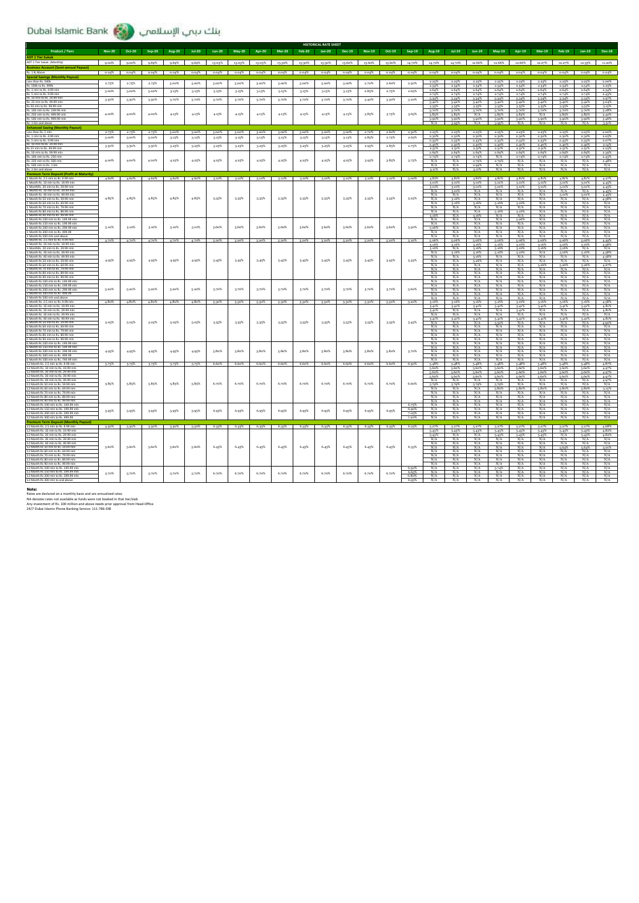# Dubai Islamic Bank بنك دبي الإسلامي

**HISTORICAL RATE SHEET**

Many cells in the historical rate sheet were too small to read reliably. The rates shown below are my best reading of the page and may contain errors. Where one rate spans several tier rows on the sheet, it appears once, in the first row of that group. Cells left blank are blank on the sheet or belong to a merged group.

| Product / Tiers | Nov-20 | Oct-20 | Sep-20 | Aug-20 | Jul-20 | Jun-20 | May-20 | Apr-20 | Mar-20 | Feb-20 | Jan-20 | Dec-19 | Nov-19 | Oct-19 | Sep-19 | Aug-19 | Jul-19 | Jun-19 | May-19 | Apr-19 | Mar-19 | Feb-19 | Jan-19 | Dec-18 |
|---|---|---|---|---|---|---|---|---|---|---|---|---|---|---|---|---|---|---|---|---|---|---|---|---|
| **AOT 1 Tier Sukuk** | | | | | | | | | | | | | | | | | | | | | | | | |
| AOT 1 Tier Sukuk (Monthly) | 9.00% | 9.00% | 9.69% | 9.69% | 9.69% | 13.03% | 13.03% | 13.03% | 15.90% | 15.90% | 15.90% | 15.60% | 15.60% | 15.60% | 14.70% | 14.70% | 14.70% | 12.66% | 12.66% | 12.66% | 12.27% | 12.27% | 12.55% | 11.20% |
| **Business Account (Semi-annual Payout)** | | | | | | | | | | | | | | | | | | | | | | | | |
| Rs. 1 & Above | 0.04% | 0.04% | 0.04% | 0.04% | 0.04% | 0.04% | 0.04% | 0.04% | 0.04% | 0.04% | 0.04% | 0.04% | 0.04% | 0.04% | 0.04% | 0.04% | 0.04% | 0.04% | 0.04% | 0.04% | 0.04% | 0.04% | 0.04% | 0.04% |
| **Special Savings (Monthly Payout)** | | | | | | | | | | | | | | | | | | | | | | | | |
| Less than Rs. 500k | 2.75% | 2.75% | 2.75% | 3.00% | 3.00% | 3.00% | 3.00% | 3.00% | 3.00% | 3.00% | 3.00% | 3.00% | 2.70% | 2.60% | 2.50% | 2.25% | 2.25% | 2.25% | 2.25% | 2.25% | 2.25% | 2.25% | 2.25% | 2.00% |
| Rs. 500k to Rs. 999k | | | | | | | | | | | | | | | | 2.54% | 2.54% | 2.54% | 2.54% | 2.54% | 2.54% | 2.54% | 2.54% | 2.25% |
| Rs. 1 mln to Rs. 4.99 mln | 3.00% | 3.00% | 3.00% | 3.15% | 3.15% | 3.15% | 3.15% | 3.15% | 3.15% | 3.15% | 3.15% | 3.15% | 2.85% | 2.75% | 2.65% | 2.64% | 2.64% | 2.64% | 2.64% | 2.64% | 2.64% | 2.64% | 2.64% | 2.34% |
| Rs. 5 mln to Rs. 9.99 mln | | | | | | | | | | | | | | | | 2.74% | 2.74% | 2.74% | 2.74% | 2.74% | 2.74% | 2.74% | 2.74% | 2.45% |
| Rs. 10 mln to Rs. 24.99 mln | 3.50% | 3.50% | 3.50% | 3.70% | 3.70% | 3.70% | 3.70% | 3.70% | 3.70% | 3.70% | 3.70% | 3.70% | 3.40% | 3.30% | 3.20% | 3.34% | 3.34% | 3.34% | 3.34% | 3.34% | 3.34% | 3.34% | 3.34% | 2.97% |
| Rs. 25 mln to Rs. 49.99 mln | | | | | | | | | | | | | | | | 3.42% | 3.42% | 3.42% | 3.42% | 3.42% | 3.42% | 3.42% | 3.42% | 3.04% |
| Rs. 50 mln to Rs. 99.99 mln | | | | | | | | | | | | | | | | 3.55% | 3.55% | 3.55% | 3.55% | 3.55% | 3.55% | 3.55% | 3.55% | 3.15% |
| Rs. 100 mln to Rs. 249.99 mln | 4.00% | 4.00% | 4.00% | 4.15% | 4.15% | 4.15% | 4.15% | 4.15% | 4.15% | 4.15% | 4.15% | 4.15% | 3.85% | 3.75% | 3.65% | 3.70% | 3.70% | 3.70% | 3.70% | 3.70% | 3.70% | 3.70% | 3.70% | 3.28% |
| Rs. 250 mln to Rs. 499.99 mln | | | | | | | | | | | | | | | | 3.85% | 3.85% | N/A | 3.85% | 3.85% | N/A | 3.85% | 3.85% | 3.42% |
| Rs. 500 mln to Rs. 999.99 mln | | | | | | | | | | | | | | | | 3.90% | 3.90% | 3.90% | 3.90% | 3.90% | 3.90% | 3.90% | 3.90% | 3.46% |
| Rs. 1 bln and above | | | | | | | | | | | | | | | | N/A | 3.95% | N/A | 3.95% | N/A | N/A | N/A | N/A | 3.51% |
| **Enhanced Saving (Monthly Payout)** | | | | | | | | | | | | | | | | | | | | | | | | |
| Less than Rs. 1 mln | 2.75% | 2.75% | 2.75% | 3.00% | 3.00% | 3.00% | 3.00% | 3.00% | 3.00% | 3.00% | 3.00% | 3.00% | 2.70% | 2.60% | 2.50% | 2.25% | 2.25% | 2.25% | 2.25% | 2.25% | 2.25% | 2.25% | 2.25% | 2.00% |
| Rs. 1 mln to Rs. 4.99 mln | 3.00% | 3.00% | 3.00% | 3.15% | 3.15% | 3.15% | 3.15% | 3.15% | 3.15% | 3.15% | 3.15% | 3.15% | 2.85% | 2.75% | 2.65% | 2.30% | 2.30% | 2.30% | 2.30% | 2.30% | 2.30% | 2.30% | 2.30% | 2.05% |
| Rs. 5 mln to Rs. 9.99 mln | | | | | | | | | | | | | | | | 2.33% | 2.33% | 2.33% | 2.33% | 2.33% | 2.33% | 2.33% | 2.33% | 2.07% |
| Rs. 10 mln to Rs. 24.99 mln | 3.50% | 3.50% | 3.50% | 3.25% | 3.25% | 3.25% | 3.25% | 3.25% | 3.25% | 3.25% | 3.25% | 3.25% | 2.95% | 2.85% | 2.75% | 2.40% | 2.40% | 2.40% | 2.40% | 2.40% | 2.40% | 2.40% | 2.40% | 2.14% |
| Rs. 25 mln to Rs. 49.99 mln | | | | | | | | | | | | | | | | 2.51% | 2.51% | 2.51% | 2.51% | 2.51% | 2.51% | 2.51% | 2.51% | 2.23% |
| Rs. 50 mln to Rs. 99.99 mln | | | | | | | | | | | | | | | | 2.69% | 2.69% | 2.69% | 2.69% | 2.69% | 2.69% | 2.69% | 2.69% | 2.39% |
| Rs. 100 mln to Rs. 250 mln | 4.00% | 4.00% | 4.00% | 4.25% | 4.25% | 4.25% | 4.25% | 4.25% | 4.25% | 4.25% | 4.25% | 4.05% | 3.95% | 3.85% | 3.75% | 2.74% | 2.54% | 2.74% | N/A | 2.74% | 2.74% | 2.74% | 2.74% | 2.43% |
| Rs. 250 mln to Rs. 500 mln | | | | | | | | | | | | | | | | N/A | N/A | 2.79% | 2.79% | N/A | N/A | N/A | N/A | 2.48% |
| Rs. 500 mln to Rs. 1 bln | | | | | | | | | | | | | | | | N/A | N/A | 2.93% | N/A | N/A | N/A | N/A | N/A | N/A |
| Rs. 1 bln and above | | | | | | | | | | | | | | | | 3.11% | N/A | 3.11% | N/A | N/A | N/A | N/A | N/A | N/A |
| **Premium Term Deposit (Profit at Maturity)** | | | | | | | | | | | | | | | | | | | | | | | | |
| 1 Month Rs. 2.5 mln to Rs. 9.99 mln | 4.60% | 4.60% | 4.60% | 4.60% | 4.60% | 5.10% | 5.10% | 5.10% | 5.10% | 5.10% | 5.10% | 5.10% | 5.10% | 5.10% | 5.00% | 4.81% | 4.81% | 4.81% | 4.81% | 4.81% | 4.81% | 4.81% | 4.81% | 4.27% |
| 1 Month Rs. 10 mln to Rs. 19.99 mln | | | | | | | | | | | | | | | | 5.01% | 5.01% | 5.01% | 5.01% | 5.01% | 5.01% | 5.01% | 5.01% | 4.45% |
| 1 Month Rs. 20 mln to Rs. 29.99 mln | | | | | | | | | | | | | | | | 5.01% | 5.01% | 5.01% | 5.01% | 5.01% | 5.01% | 5.01% | 5.01% | 4.45% |
| 1 Month Rs. 30 mln to Rs. 39.99 mln | | | | | | | | | | | | | | | | N/A | 5.01% | N/A | N/A | N/A | N/A | 5.01% | N/A | 4.45% |
| 1 Month Rs. 40 mln to Rs. 49.99 mln | | | | | | | | | | | | | | | | N/A | N/A | N/A | N/A | N/A | N/A | 5.01% | 5.01% | 4.45% |
| 1 Month Rs. 50 mln to Rs. 59.99 mln | 4.85% | 4.85% | 4.85% | 4.85% | 4.85% | 5.35% | 5.35% | 5.35% | 5.35% | 5.35% | 5.35% | 5.35% | 5.35% | 5.35% | 5.25% | N/A | 5.16% | N/A | N/A | N/A | N/A | N/A | N/A | 4.58% |
| 1 Month Rs. 60 mln to Rs. 69.99 mln | | | | | | | | | | | | | | | | N/A | 5.16% | 5.16% | 5.16% | 5.16% | N/A | N/A | N/A | N/A |
| 1 Month Rs. 70 mln to Rs. 79.99 mln | | | | | | | | | | | | | | | | N/A | N/A | N/A | N/A | N/A | N/A | N/A | N/A | N/A |
| 1 Month Rs. 80 mln to Rs. 89.99 mln | | | | | | | | | | | | | | | | N/A | N/A | N/A | 5.16% | 5.16% | N/A | N/A | N/A | N/A |
| 1 Month Rs. 90 mln to Rs. 99.99 mln | | | | | | | | | | | | | | | | 5.16% | N/A | 5.16% | N/A | N/A | N/A | N/A | N/A | N/A |
| 1 Month Rs. 100 mln to Rs. 149.99 mln | 5.10% | 5.10% | 5.10% | 5.10% | 5.10% | 5.60% | 5.60% | 5.60% | 5.60% | 5.60% | 5.60% | 5.60% | 5.60% | 5.60% | 5.50% | N/A | N/A | N/A | N/A | 5.26% | N/A | N/A | N/A | N/A |
| 1 Month Rs. 150 mln to Rs. 199.99 mln | | | | | | | | | | | | | | | | N/A | N/A | N/A | N/A | N/A | N/A | N/A | N/A | N/A |
| 1 Month Rs. 200 mln to Rs. 299.99 mln | | | | | | | | | | | | | | | | 5.26% | N/A | N/A | N/A | N/A | N/A | N/A | N/A | N/A |
| 1 Month Rs. 300 mln to Rs. 499.99 mln | | | | | | | | | | | | | | | | N/A | N/A | N/A | N/A | N/A | N/A | N/A | N/A | N/A |
| 1 Month Rs. 500 mln and above | | | | | | | | | | | | | | | | N/A | N/A | N/A | N/A | N/A | N/A | N/A | N/A | N/A |
| 3 Month Rs. 2.5 mln to Rs. 9.99 mln | 4.70% | 4.70% | 4.70% | 4.70% | 4.70% | 5.20% | 5.20% | 5.20% | 5.20% | 5.20% | 5.20% | 5.20% | 5.20% | 5.20% | 5.10% | 5.06% | 5.06% | 5.06% | 5.06% | 5.06% | 5.06% | 5.06% | 5.06% | 4.49% |
| 3 Month Rs. 10 mln to Rs. 19.99 mln | | | | | | | | | | | | | | | | 5.16% | 5.16% | 5.16% | 5.16% | 5.16% | 5.16% | 5.16% | 5.16% | 4.58% |
| 3 Month Rs. 20 mln to Rs. 29.99 mln | | | | | | | | | | | | | | | | 5.16% | N/A | 5.16% | 5.16% | 5.16% | 5.16% | 5.16% | N/A | N/A |
| 3 Month Rs. 30 mln to Rs. 39.99 mln | | | | | | | | | | | | | | | | N/A | 5.16% | 5.16% | 5.16% | 5.16% | N/A | 5.16% | 5.16% | 4.58% |
| 3 Month Rs. 40 mln to Rs. 49.99 mln | | | | | | | | | | | | | | | | N/A | N/A | 5.16% | N/A | N/A | N/A | N/A | N/A | 4.58% |
| 3 Month Rs. 50 mln to Rs. 59.99 mln | 4.95% | 4.95% | 4.95% | 4.95% | 4.95% | 5.45% | 5.45% | 5.45% | 5.45% | 5.45% | 5.45% | 5.45% | 5.45% | 5.45% | 5.35% | N/A | N/A | 5.26% | N/A | N/A | N/A | N/A | N/A | N/A |
| 3 Month Rs. 60 mln to Rs. 69.99 mln | | | | | | | | | | | | | | | | N/A | N/A | N/A | N/A | N/A | 5.26% | 5.26% | 5.26% | 4.67% |
| 3 Month Rs. 70 mln to Rs. 79.99 mln | | | | | | | | | | | | | | | | N/A | N/A | N/A | N/A | N/A | N/A | N/A | N/A | N/A |
| 3 Month Rs. 80 mln to Rs. 89.99 mln | | | | | | | | | | | | | | | | N/A | N/A | N/A | N/A | N/A | N/A | N/A | N/A | N/A |
| 3 Month Rs. 90 mln to Rs. 99.99 mln | | | | | | | | | | | | | | | | N/A | N/A | N/A | N/A | N/A | N/A | N/A | N/A | N/A |
| 3 Month Rs. 100 mln to Rs. 149.99 mln | 5.20% | 5.20% | 5.20% | 5.20% | 5.20% | 5.70% | 5.70% | 5.70% | 5.70% | 5.70% | 5.70% | 5.70% | 5.70% | 5.70% | 5.60% | N/A | N/A | N/A | N/A | N/A | N/A | N/A | N/A | N/A |
| 3 Month Rs. 150 mln to Rs. 199.99 mln | | | | | | | | | | | | | | | | N/A | N/A | N/A | N/A | N/A | N/A | N/A | N/A | N/A |
| 3 Month Rs. 200 mln to Rs. 299.99 mln | | | | | | | | | | | | | | | | N/A | N/A | N/A | N/A | N/A | N/A | N/A | N/A | N/A |
| 3 Month Rs. 300 mln to Rs. 499.99 mln | | | | | | | | | | | | | | | | N/A | N/A | N/A | N/A | N/A | N/A | N/A | N/A | N/A |
| 3 Month Rs. 500 mln and above | | | | | | | | | | | | | | | | N/A | N/A | N/A | N/A | N/A | N/A | N/A | N/A | N/A |
| 6 Month Rs. 2.5 mln to Rs. 9.99 mln | 4.80% | 4.80% | 4.80% | 4.80% | 4.80% | 5.30% | 5.30% | 5.30% | 5.30% | 5.30% | 5.30% | 5.30% | 5.30% | 5.30% | 5.20% | 5.16% | 5.16% | 5.16% | 5.16% | 5.16% | 5.16% | 5.16% | 5.16% | 4.58% |
| 6 Month Rs. 10 mln to Rs. 19.99 mln | | | | | | | | | | | | | | | | 5.41% | 5.41% | 5.41% | 5.41% | 5.41% | 5.41% | 5.41% | 5.41% | 4.81% |
| 6 Month Rs. 20 mln to Rs. 29.99 mln | | | | | | | | | | | | | | | | 5.41% | N/A | N/A | N/A | 5.41% | N/A | N/A | N/A | 4.81% |
| 6 Month Rs. 30 mln to Rs. 39.99 mln | | | | | | | | | | | | | | | | N/A | N/A | N/A | N/A | N/A | N/A | N/A | N/A | N/A |
| 6 Month Rs. 40 mln to Rs. 49.99 mln | | | | | | | | | | | | | | | | 5.41% | 5.41% | 5.41% | 5.41% | 5.41% | 5.41% | 5.41% | 5.41% | 4.81% |
| 6 Month Rs. 50 mln to Rs. 59.99 mln | 5.05% | 5.05% | 5.05% | 5.05% | 5.05% | 5.55% | 5.55% | 5.55% | 5.55% | 5.55% | 5.55% | 5.55% | 5.55% | 5.55% | 5.45% | N/A | N/A | N/A | 5.52% | N/A | N/A | N/A | N/A | 4.90% |
| 6 Month Rs. 60 mln to Rs. 69.99 mln | | | | | | | | | | | | | | | | N/A | N/A | N/A | N/A | N/A | N/A | N/A | N/A | N/A |
| 6 Month Rs. 70 mln to Rs. 79.99 mln | | | | | | | | | | | | | | | | N/A | N/A | N/A | N/A | N/A | N/A | N/A | N/A | N/A |
| 6 Month Rs. 80 mln to Rs. 89.99 mln | | | | | | | | | | | | | | | | N/A | N/A | N/A | N/A | N/A | N/A | N/A | N/A | N/A |
| 6 Month Rs. 90 mln to Rs. 99.99 mln | | | | | | | | | | | | | | | | N/A | N/A | N/A | N/A | N/A | N/A | N/A | N/A | N/A |
| 6 Month Rs. 100 mln to Rs. 149.99 mln | 4.95% | 4.95% | 4.95% | 4.95% | 4.95% | 5.80% | 5.80% | 5.80% | 5.80% | 5.80% | 5.80% | 5.80% | 5.80% | 5.80% | 5.70% | N/A | N/A | N/A | N/A | N/A | N/A | N/A | N/A | N/A |
| 6 Month Rs. 150 mln to Rs. 199.99 mln | | | | | | | | | | | | | | | | N/A | N/A | N/A | N/A | N/A | N/A | N/A | N/A | N/A |
| 6 Month Rs. 200 mln to Rs. 299.99 mln | | | | | | | | | | | | | | | | N/A | N/A | N/A | N/A | N/A | N/A | N/A | N/A | N/A |
| 6 Month Rs. 300 mln to Rs. 499.99 mln | | | | | | | | | | | | | | | | N/A | N/A | N/A | N/A | N/A | N/A | N/A | N/A | N/A |
| 6 Month Rs. 500 mln to Rs. 749.99 mln | | | | | | | | | | | | | | | | N/A | N/A | N/A | N/A | N/A | N/A | N/A | N/A | N/A |
| 12 Month Rs. 2.5 mln to Rs. 9.99 mln | 5.75% | 5.75% | 5.75% | 5.75% | 5.75% | 6.60% | 6.60% | 6.60% | 6.60% | 6.60% | 6.60% | 6.60% | 6.60% | 6.60% | 6.50% | 5.48% | 5.48% | 5.48% | 5.48% | 5.48% | 5.48% | 5.48% | 5.48% | 4.87% |
| 12 Month Rs. 10 mln to Rs. 19.99 mln | | | | | | | | | | | | | | | | 5.60% | 5.60% | 5.60% | 5.60% | 5.60% | 5.60% | 5.60% | 5.60% | 4.97% |
| 12 Month Rs. 20 mln to Rs. 29.99 mln | | | | | | | | | | | | | | | | 5.60% | 5.60% | 5.60% | 5.60% | 5.60% | 5.60% | 5.60% | 5.60% | 4.97% |
| 12 Month Rs. 30 mln to Rs. 39.99 mln | | | | | | | | | | | | | | | | N/A | N/A | N/A | N/A | N/A | N/A | N/A | N/A | 4.97% |
| 12 Month Rs. 40 mln to Rs. 49.99 mln | | | | | | | | | | | | | | | | 5.79% | 5.79% | 5.79% | 5.79% | N/A | N/A | N/A | N/A | N/A |
| 12 Month Rs. 50 mln to Rs. 59.99 mln | 5.85% | 5.85% | 5.85% | 5.85% | 5.85% | 6.70% | 6.70% | 6.70% | 6.70% | 6.70% | 6.70% | 6.70% | 6.70% | 6.70% | 6.60% | N/A | N/A | N/A | 5.80% | 5.80% | 5.80% | 5.80% | 5.80% | 5.15% |
| 12 Month Rs. 60 mln to Rs. 69.99 mln | | | | | | | | | | | | | | | | N/A | N/A | N/A | N/A | N/A | N/A | N/A | N/A | N/A |
| 12 Month Rs. 70 mln to Rs. 79.99 mln | | | | | | | | | | | | | | | | N/A | N/A | N/A | N/A | N/A | N/A | N/A | N/A | N/A |
| 12 Month Rs. 80 mln to Rs. 89.99 mln | | | | | | | | | | | | | | | | N/A | N/A | N/A | N/A | N/A | N/A | N/A | N/A | N/A |
| 12 Month Rs. 90 mln to Rs. 99.99 mln | | | | | | | | | | | | | | | | N/A | N/A | N/A | N/A | N/A | N/A | N/A | N/A | N/A |
| 12 Month Rs. 100 mln to Rs. 149.99 mln | 5.95% | 5.95% | 5.95% | 5.95% | 5.95% | 6.95% | 6.95% | 6.95% | 6.95% | 6.95% | 6.95% | 6.95% | 6.95% | 6.95% | 6.75% | N/A | N/A | N/A | N/A | N/A | N/A | N/A | N/A | N/A |
| 12 Month Rs. 150 mln to Rs. 199.99 mln | | | | | | | | | | | | | | | 6.85% | N/A | N/A | N/A | N/A | N/A | N/A | N/A | N/A | N/A |
| 12 Month Rs. 200 mln to Rs. 299.99 mln | | | | | | | | | | | | | | | 7.05% | N/A | N/A | N/A | N/A | N/A | N/A | N/A | N/A | N/A |
| 12 Month Rs. 300 mln to Rs. 499.99 mln | | | | | | | | | | | | | | | 7.20% | N/A | N/A | N/A | N/A | N/A | N/A | N/A | N/A | N/A |
| **Premium Term Deposit (Monthly Payout)** | | | | | | | | | | | | | | | | | | | | | | | | |
| 12 Month Rs. 2.5 mln to Rs. 9.99 mln | 5.50% | 5.50% | 5.50% | 5.50% | 5.50% | 6.35% | 6.35% | 6.35% | 6.35% | 6.35% | 6.35% | 6.35% | 6.35% | 6.35% | 6.25% | 5.27% | 5.27% | 5.27% | 5.27% | 5.27% | 5.27% | 5.27% | 5.27% | 4.68% |
| 12 Month Rs. 10 mln to Rs. 19.99 mln | | | | | | | | | | | | | | | | 5.43% | 5.43% | 5.43% | 5.43% | 5.43% | 5.43% | 5.43% | 5.43% | 4.82% |
| 12 Month Rs. 20 mln to Rs. 29.99 mln | | | | | | | | | | | | | | | | 5.43% | N/A | N/A | 5.43% | 5.43% | 5.43% | N/A | 5.43% | 4.82% |
| 12 Month Rs. 30 mln to Rs. 39.99 mln | | | | | | | | | | | | | | | | N/A | N/A | N/A | N/A | N/A | N/A | N/A | N/A | N/A |
| 12 Month Rs. 40 mln to Rs. 49.99 mln | | | | | | | | | | | | | | | | N/A | N/A | N/A | N/A | N/A | N/A | N/A | N/A | N/A |
| 12 Month Rs. 50 mln to Rs. 59.99 mln | 5.60% | 5.60% | 5.60% | 5.60% | 5.60% | 6.45% | 6.45% | 6.45% | 6.45% | 6.45% | 6.45% | 6.45% | 6.45% | 6.45% | 6.35% | N/A | N/A | N/A | N/A | N/A | N/A | 5.64% | 5.64% | 5.01% |
| 12 Month Rs. 60 mln to Rs. 69.99 mln | | | | | | | | | | | | | | | | N/A | N/A | N/A | N/A | N/A | N/A | N/A | N/A | N/A |
| 12 Month Rs. 70 mln to Rs. 79.99 mln | | | | | | | | | | | | | | | | N/A | N/A | N/A | N/A | N/A | N/A | N/A | N/A | N/A |
| 12 Month Rs. 80 mln to Rs. 89.99 mln | | | | | | | | | | | | | | | | N/A | N/A | N/A | N/A | N/A | N/A | N/A | N/A | N/A |
| 12 Month Rs. 90 mln to Rs. 99.99 mln | | | | | | | | | | | | | | | | N/A | N/A | N/A | N/A | N/A | N/A | N/A | N/A | N/A |
| 12 Month Rs. 100 mln to Rs. 149.99 mln | 5.70% | 5.70% | 5.70% | 5.70% | 5.70% | 6.70% | 6.70% | 6.70% | 6.70% | 6.70% | 6.70% | 6.70% | 6.70% | 6.70% | 6.50% | N/A | N/A | N/A | 5.74% | N/A | N/A | N/A | N/A | N/A |
| 12 Month Rs. 150 mln to Rs. 199.99 mln | | | | | | | | | | | | | | | 6.60% | N/A | N/A | N/A | N/A | N/A | N/A | N/A | N/A | N/A |
| 12 Month Rs. 200 mln to Rs. 299.99 mln | | | | | | | | | | | | | | | 6.80% | N/A | N/A | N/A | N/A | N/A | N/A | N/A | N/A | N/A |
| 12 Month Rs. 300 mln and above | | | | | | | | | | | | | | | 6.95% | N/A | N/A | N/A | N/A | N/A | N/A | N/A | N/A | N/A |

**Note:**

Rates are declared on a monthly basis and are annualized rates

NA denotes rates not available as funds were not booked in that tier/slab

Any investment of Rs. 100 million and above needs prior approval from Head-Office

24/7 Dubai Islamic Phone Banking Service: 111-786-DIB